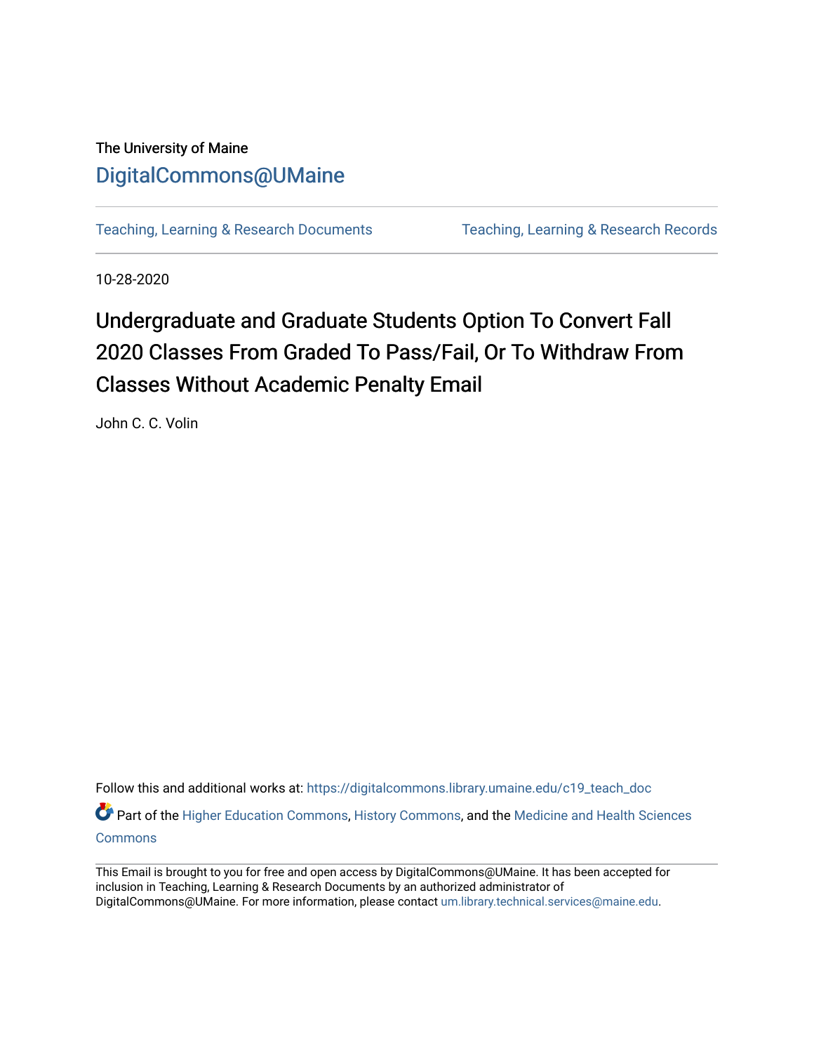The University of Maine

DigitalCommons@UMaine

Teaching, Learning & Research Documents | Teaching, Learning & Research Records

10-28-2020

# Undergraduate and Graduate Students Option To Convert Fall 2020 Classes From Graded To Pass/Fail, Or To Withdraw From Classes Without Academic Penalty Email

John C. C. Volin

Follow this and additional works at: https://digitalcommons.library.umaine.edu/c19_teach_doc

Part of the Higher Education Commons, History Commons, and the Medicine and Health Sciences Commons

This Email is brought to you for free and open access by DigitalCommons@UMaine. It has been accepted for inclusion in Teaching, Learning & Research Documents by an authorized administrator of DigitalCommons@UMaine. For more information, please contact um.library.technical.services@maine.edu.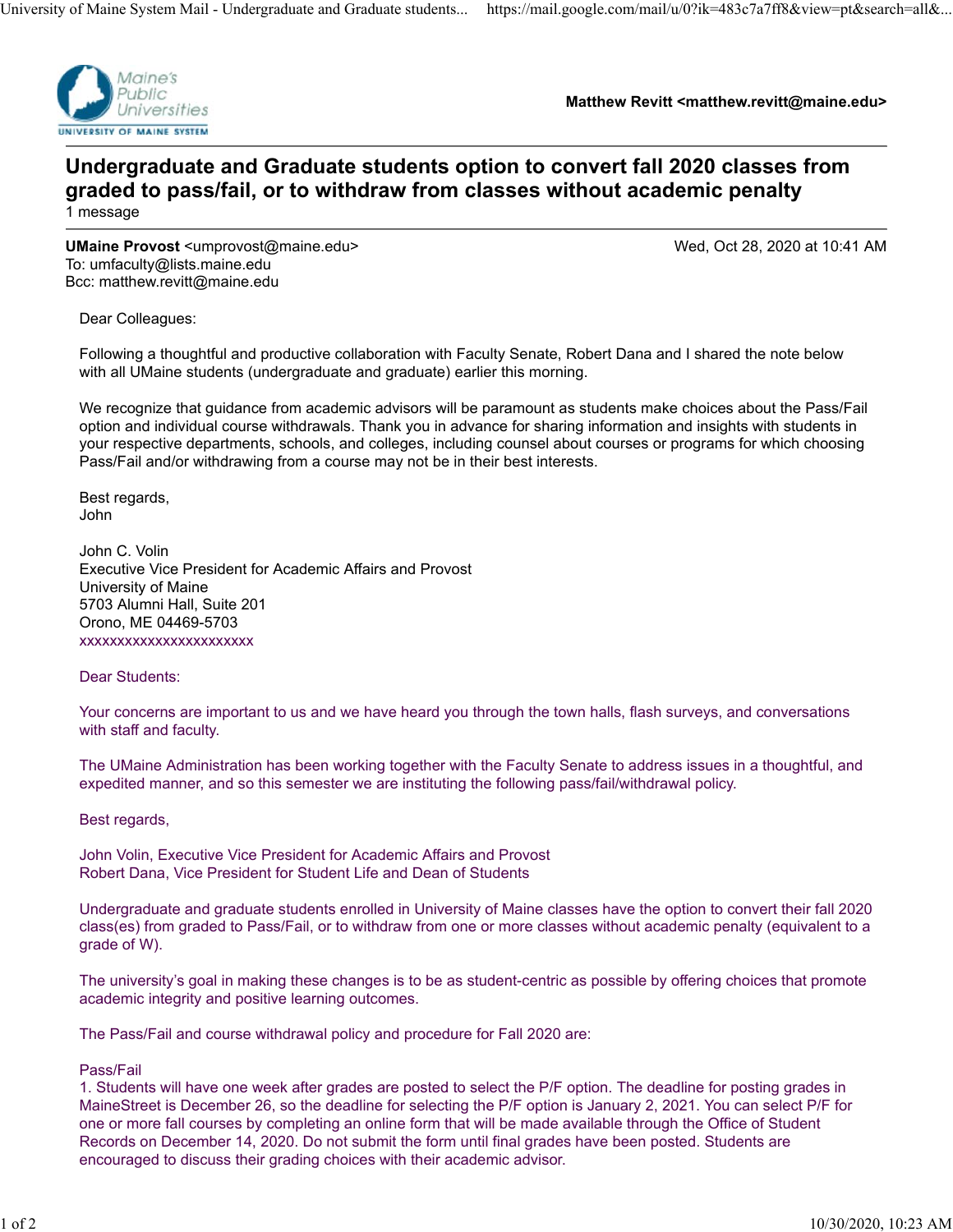Matthew Revitt <matthew.revitt@maine.edu>

# Undergraduate and Graduate students option to convert fall 2020 classes from graded to pass/fail, or to withdraw from classes without academic penalty

1 message

**UMaine Provost** <umprovost@maine.edu> Wed, Oct 28, 2020 at 10:41 AM
To: umfaculty@lists.maine.edu
Bcc: matthew.revitt@maine.edu

Dear Colleagues:

Following a thoughtful and productive collaboration with Faculty Senate, Robert Dana and I shared the note below with all UMaine students (undergraduate and graduate) earlier this morning.

We recognize that guidance from academic advisors will be paramount as students make choices about the Pass/Fail option and individual course withdrawals. Thank you in advance for sharing information and insights with students in your respective departments, schools, and colleges, including counsel about courses or programs for which choosing Pass/Fail and/or withdrawing from a course may not be in their best interests.

Best regards,
John

John C. Volin
Executive Vice President for Academic Affairs and Provost
University of Maine
5703 Alumni Hall, Suite 201
Orono, ME 04469-5703
xxxxxxxxxxxxxxxxxxxxxxx

Dear Students:

Your concerns are important to us and we have heard you through the town halls, flash surveys, and conversations with staff and faculty.

The UMaine Administration has been working together with the Faculty Senate to address issues in a thoughtful, and expedited manner, and so this semester we are instituting the following pass/fail/withdrawal policy.

Best regards,

John Volin, Executive Vice President for Academic Affairs and Provost
Robert Dana, Vice President for Student Life and Dean of Students

Undergraduate and graduate students enrolled in University of Maine classes have the option to convert their fall 2020 class(es) from graded to Pass/Fail, or to withdraw from one or more classes without academic penalty (equivalent to a grade of W).

The university's goal in making these changes is to be as student-centric as possible by offering choices that promote academic integrity and positive learning outcomes.

The Pass/Fail and course withdrawal policy and procedure for Fall 2020 are:

Pass/Fail
1. Students will have one week after grades are posted to select the P/F option. The deadline for posting grades in MaineStreet is December 26, so the deadline for selecting the P/F option is January 2, 2021. You can select P/F for one or more fall courses by completing an online form that will be made available through the Office of Student Records on December 14, 2020. Do not submit the form until final grades have been posted. Students are encouraged to discuss their grading choices with their academic advisor.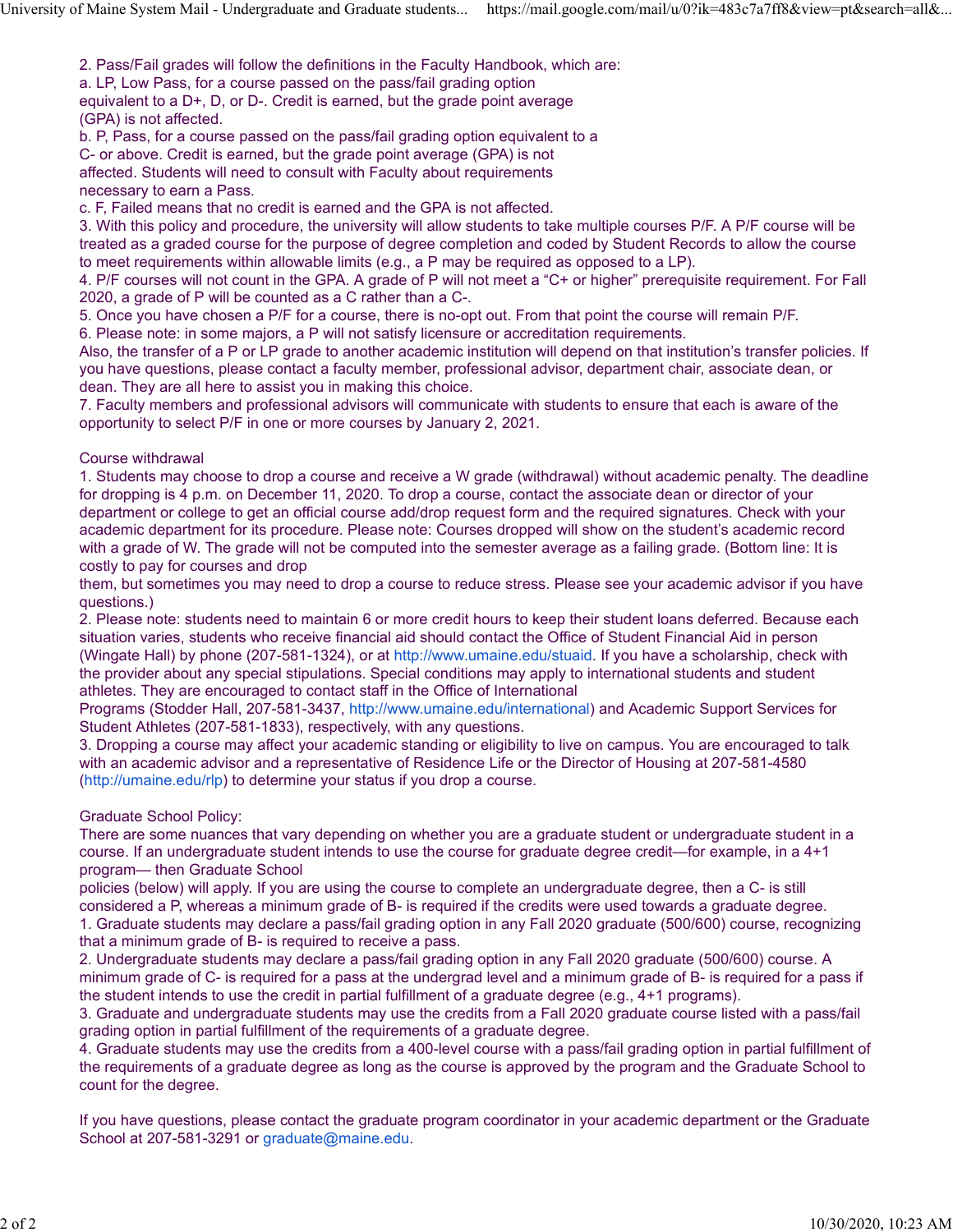2. Pass/Fail grades will follow the definitions in the Faculty Handbook, which are:
a. LP, Low Pass, for a course passed on the pass/fail grading option equivalent to a D+, D, or D-. Credit is earned, but the grade point average (GPA) is not affected.
b. P, Pass, for a course passed on the pass/fail grading option equivalent to a C- or above. Credit is earned, but the grade point average (GPA) is not affected. Students will need to consult with Faculty about requirements necessary to earn a Pass.
c. F, Failed means that no credit is earned and the GPA is not affected.
3. With this policy and procedure, the university will allow students to take multiple courses P/F. A P/F course will be treated as a graded course for the purpose of degree completion and coded by Student Records to allow the course to meet requirements within allowable limits (e.g., a P may be required as opposed to a LP).
4. P/F courses will not count in the GPA. A grade of P will not meet a “C+ or higher” prerequisite requirement. For Fall 2020, a grade of P will be counted as a C rather than a C-.
5. Once you have chosen a P/F for a course, there is no-opt out. From that point the course will remain P/F.
6. Please note: in some majors, a P will not satisfy licensure or accreditation requirements.
Also, the transfer of a P or LP grade to another academic institution will depend on that institution’s transfer policies. If you have questions, please contact a faculty member, professional advisor, department chair, associate dean, or dean. They are all here to assist you in making this choice.
7. Faculty members and professional advisors will communicate with students to ensure that each is aware of the opportunity to select P/F in one or more courses by January 2, 2021.

Course withdrawal
1. Students may choose to drop a course and receive a W grade (withdrawal) without academic penalty. The deadline for dropping is 4 p.m. on December 11, 2020. To drop a course, contact the associate dean or director of your department or college to get an official course add/drop request form and the required signatures. Check with your academic department for its procedure. Please note: Courses dropped will show on the student’s academic record with a grade of W. The grade will not be computed into the semester average as a failing grade. (Bottom line: It is costly to pay for courses and drop them, but sometimes you may need to drop a course to reduce stress. Please see your academic advisor if you have questions.)
2. Please note: students need to maintain 6 or more credit hours to keep their student loans deferred. Because each situation varies, students who receive financial aid should contact the Office of Student Financial Aid in person (Wingate Hall) by phone (207-581-1324), or at http://www.umaine.edu/stuaid. If you have a scholarship, check with the provider about any special stipulations. Special conditions may apply to international students and student athletes. They are encouraged to contact staff in the Office of International Programs (Stodder Hall, 207-581-3437, http://www.umaine.edu/international) and Academic Support Services for Student Athletes (207-581-1833), respectively, with any questions.
3. Dropping a course may affect your academic standing or eligibility to live on campus. You are encouraged to talk with an academic advisor and a representative of Residence Life or the Director of Housing at 207-581-4580 (http://umaine.edu/rlp) to determine your status if you drop a course.

Graduate School Policy:
There are some nuances that vary depending on whether you are a graduate student or undergraduate student in a course. If an undergraduate student intends to use the course for graduate degree credit—for example, in a 4+1 program— then Graduate School policies (below) will apply. If you are using the course to complete an undergraduate degree, then a C- is still considered a P, whereas a minimum grade of B- is required if the credits were used towards a graduate degree.
1. Graduate students may declare a pass/fail grading option in any Fall 2020 graduate (500/600) course, recognizing that a minimum grade of B- is required to receive a pass.
2. Undergraduate students may declare a pass/fail grading option in any Fall 2020 graduate (500/600) course. A minimum grade of C- is required for a pass at the undergrad level and a minimum grade of B- is required for a pass if the student intends to use the credit in partial fulfillment of a graduate degree (e.g., 4+1 programs).
3. Graduate and undergraduate students may use the credits from a Fall 2020 graduate course listed with a pass/fail grading option in partial fulfillment of the requirements of a graduate degree.
4. Graduate students may use the credits from a 400-level course with a pass/fail grading option in partial fulfillment of the requirements of a graduate degree as long as the course is approved by the program and the Graduate School to count for the degree.

If you have questions, please contact the graduate program coordinator in your academic department or the Graduate School at 207-581-3291 or graduate@maine.edu.